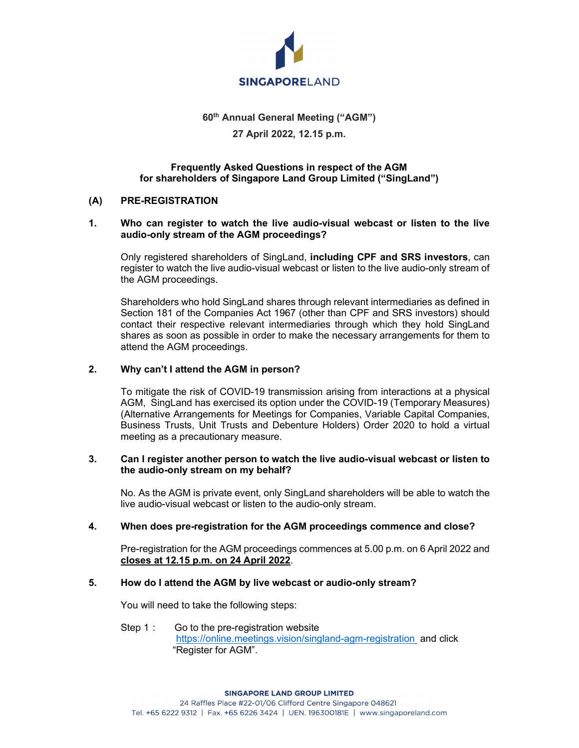SINGAPORELAND

# 60th Annual General Meeting ("AGM")

**27 April 2022, 12.15 p.m.**

## Frequently Asked Questions in respect of the AGM for shareholders of Singapore Land Group Limited ("SingLand")

## (A) PRE-REGISTRATION

### 1. Who can register to watch the live audio-visual webcast or listen to the live audio-only stream of the AGM proceedings?

Only registered shareholders of SingLand, **including CPF and SRS investors**, can register to watch the live audio-visual webcast or listen to the live audio-only stream of the AGM proceedings.

Shareholders who hold SingLand shares through relevant intermediaries as defined in Section 181 of the Companies Act 1967 (other than CPF and SRS investors) should contact their respective relevant intermediaries through which they hold SingLand shares as soon as possible in order to make the necessary arrangements for them to attend the AGM proceedings.

### 2. Why can't I attend the AGM in person?

To mitigate the risk of COVID-19 transmission arising from interactions at a physical AGM, SingLand has exercised its option under the COVID-19 (Temporary Measures) (Alternative Arrangements for Meetings for Companies, Variable Capital Companies, Business Trusts, Unit Trusts and Debenture Holders) Order 2020 to hold a virtual meeting as a precautionary measure.

### 3. Can I register another person to watch the live audio-visual webcast or listen to the audio-only stream on my behalf?

No. As the AGM is private event, only SingLand shareholders will be able to watch the live audio-visual webcast or listen to the audio-only stream.

### 4. When does pre-registration for the AGM proceedings commence and close?

Pre-registration for the AGM proceedings commences at 5.00 p.m. on 6 April 2022 and **closes at 12.15 p.m. on 24 April 2022**.

### 5. How do I attend the AGM by live webcast or audio-only stream?

You will need to take the following steps:

Step 1 : Go to the pre-registration website https://online.meetings.vision/singland-agm-registration and click "Register for AGM".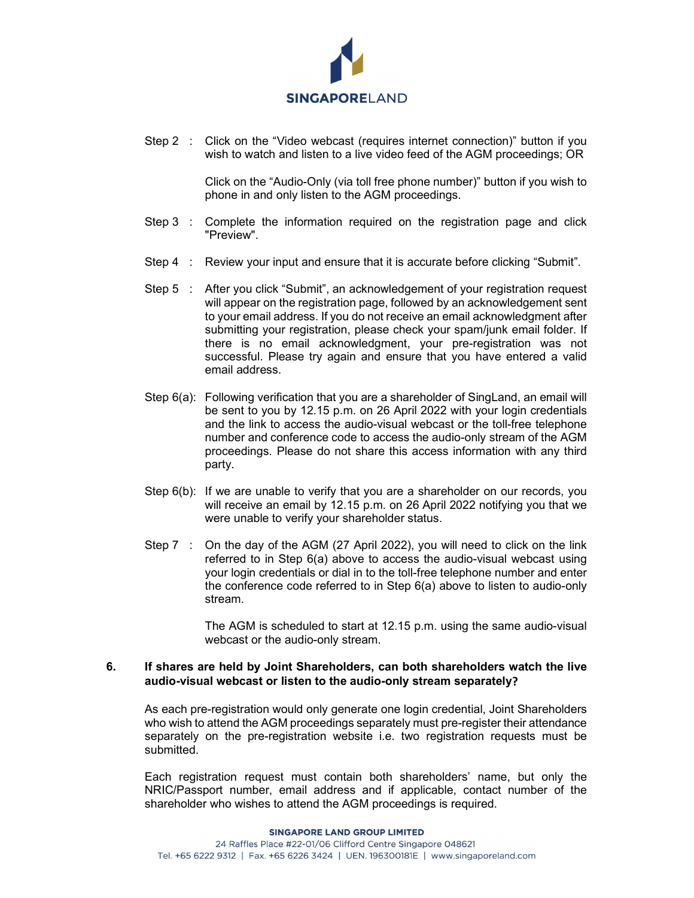Step 2 : Click on the "Video webcast (requires internet connection)" button if you wish to watch and listen to a live video feed of the AGM proceedings; OR

Click on the "Audio-Only (via toll free phone number)" button if you wish to phone in and only listen to the AGM proceedings.

Step 3 : Complete the information required on the registration page and click "Preview".

Step 4 : Review your input and ensure that it is accurate before clicking "Submit".

Step 5 : After you click "Submit", an acknowledgement of your registration request will appear on the registration page, followed by an acknowledgement sent to your email address. If you do not receive an email acknowledgment after submitting your registration, please check your spam/junk email folder. If there is no email acknowledgment, your pre-registration was not successful. Please try again and ensure that you have entered a valid email address.

Step 6(a): Following verification that you are a shareholder of SingLand, an email will be sent to you by 12.15 p.m. on 26 April 2022 with your login credentials and the link to access the audio-visual webcast or the toll-free telephone number and conference code to access the audio-only stream of the AGM proceedings. Please do not share this access information with any third party.

Step 6(b): If we are unable to verify that you are a shareholder on our records, you will receive an email by 12.15 p.m. on 26 April 2022 notifying you that we were unable to verify your shareholder status.

Step 7 : On the day of the AGM (27 April 2022), you will need to click on the link referred to in Step 6(a) above to access the audio-visual webcast using your login credentials or dial in to the toll-free telephone number and enter the conference code referred to in Step 6(a) above to listen to audio-only stream.

The AGM is scheduled to start at 12.15 p.m. using the same audio-visual webcast or the audio-only stream.

**6. If shares are held by Joint Shareholders, can both shareholders watch the live audio-visual webcast or listen to the audio-only stream separately?**

As each pre-registration would only generate one login credential, Joint Shareholders who wish to attend the AGM proceedings separately must pre-register their attendance separately on the pre-registration website i.e. two registration requests must be submitted.

Each registration request must contain both shareholders' name, but only the NRIC/Passport number, email address and if applicable, contact number of the shareholder who wishes to attend the AGM proceedings is required.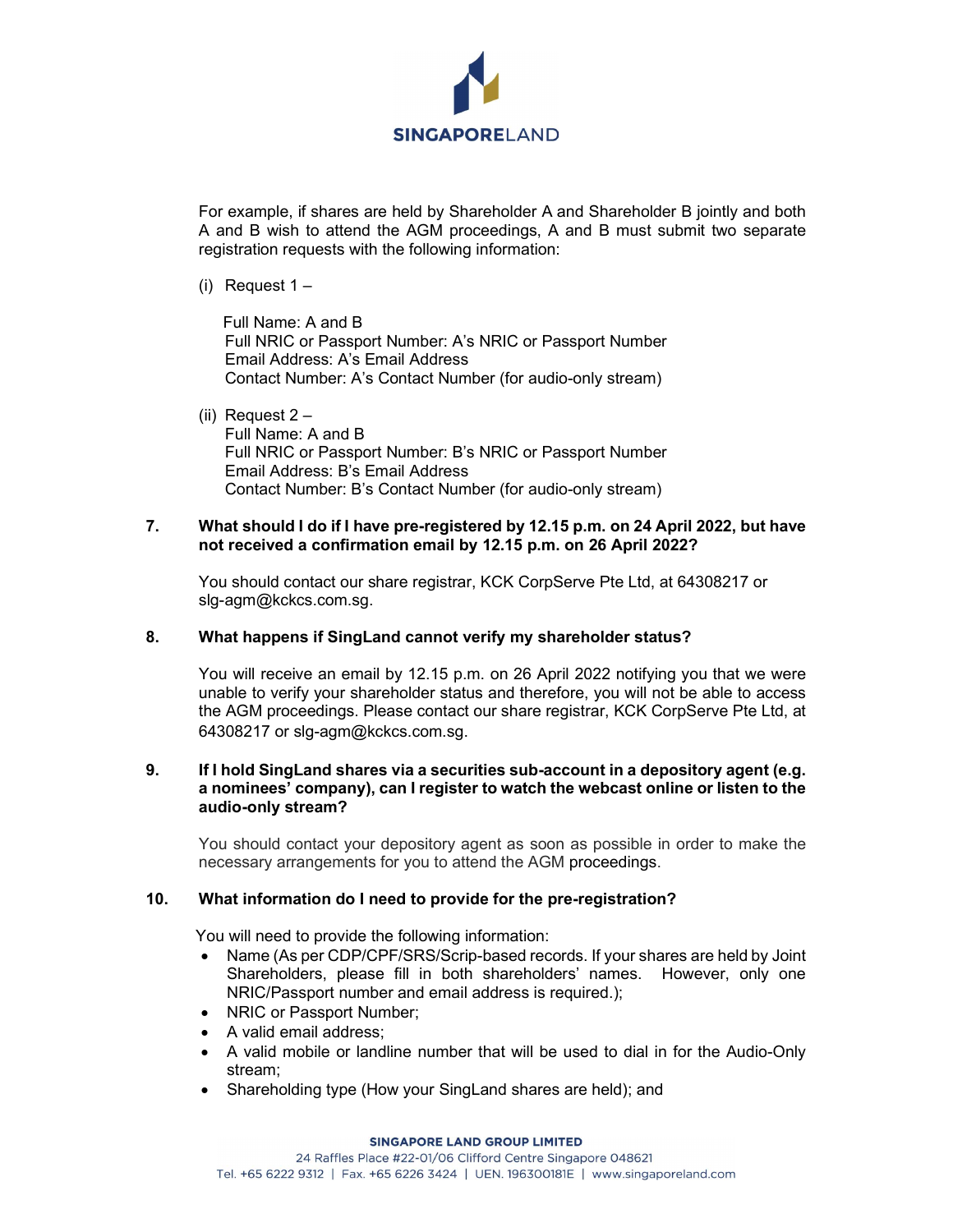For example, if shares are held by Shareholder A and Shareholder B jointly and both A and B wish to attend the AGM proceedings, A and B must submit two separate registration requests with the following information:

(i) Request 1 –

Full Name: A and B
Full NRIC or Passport Number: A's NRIC or Passport Number
Email Address: A's Email Address
Contact Number: A's Contact Number (for audio-only stream)

(ii) Request 2 –
Full Name: A and B
Full NRIC or Passport Number: B's NRIC or Passport Number
Email Address: B's Email Address
Contact Number: B's Contact Number (for audio-only stream)

**7. What should I do if I have pre-registered by 12.15 p.m. on 24 April 2022, but have not received a confirmation email by 12.15 p.m. on 26 April 2022?**

You should contact our share registrar, KCK CorpServe Pte Ltd, at 64308217 or slg-agm@kckcs.com.sg.

**8. What happens if SingLand cannot verify my shareholder status?**

You will receive an email by 12.15 p.m. on 26 April 2022 notifying you that we were unable to verify your shareholder status and therefore, you will not be able to access the AGM proceedings. Please contact our share registrar, KCK CorpServe Pte Ltd, at 64308217 or slg-agm@kckcs.com.sg.

**9. If I hold SingLand shares via a securities sub-account in a depository agent (e.g. a nominees' company), can I register to watch the webcast online or listen to the audio-only stream?**

You should contact your depository agent as soon as possible in order to make the necessary arrangements for you to attend the AGM proceedings.

**10. What information do I need to provide for the pre-registration?**

You will need to provide the following information:

- Name (As per CDP/CPF/SRS/Scrip-based records. If your shares are held by Joint Shareholders, please fill in both shareholders' names. However, only one NRIC/Passport number and email address is required.);
- NRIC or Passport Number;
- A valid email address;
- A valid mobile or landline number that will be used to dial in for the Audio-Only stream;
- Shareholding type (How your SingLand shares are held); and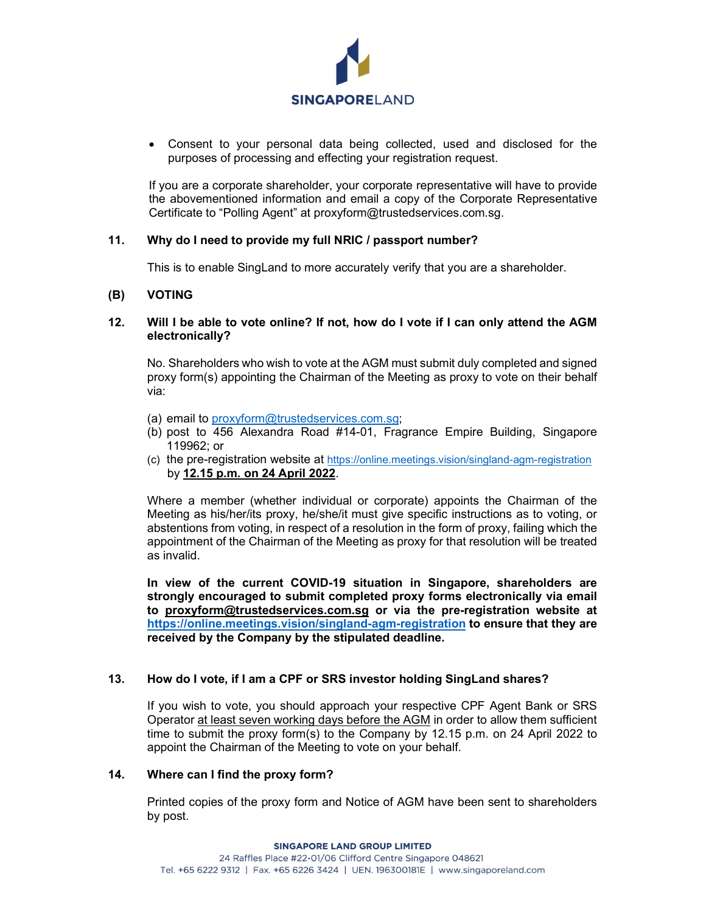- Consent to your personal data being collected, used and disclosed for the purposes of processing and effecting your registration request.

If you are a corporate shareholder, your corporate representative will have to provide the abovementioned information and email a copy of the Corporate Representative Certificate to "Polling Agent" at proxyform@trustedservices.com.sg.

**11. Why do I need to provide my full NRIC / passport number?**

This is to enable SingLand to more accurately verify that you are a shareholder.

## (B) VOTING

**12. Will I be able to vote online? If not, how do I vote if I can only attend the AGM electronically?**

No. Shareholders who wish to vote at the AGM must submit duly completed and signed proxy form(s) appointing the Chairman of the Meeting as proxy to vote on their behalf via:

(a) email to proxyform@trustedservices.com.sg;
(b) post to 456 Alexandra Road #14-01, Fragrance Empire Building, Singapore 119962; or
(c) the pre-registration website at https://online.meetings.vision/singland-agm-registration by **12.15 p.m. on 24 April 2022**.

Where a member (whether individual or corporate) appoints the Chairman of the Meeting as his/her/its proxy, he/she/it must give specific instructions as to voting, or abstentions from voting, in respect of a resolution in the form of proxy, failing which the appointment of the Chairman of the Meeting as proxy for that resolution will be treated as invalid.

**In view of the current COVID-19 situation in Singapore, shareholders are strongly encouraged to submit completed proxy forms electronically via email to proxyform@trustedservices.com.sg or via the pre-registration website at https://online.meetings.vision/singland-agm-registration to ensure that they are received by the Company by the stipulated deadline.**

**13. How do I vote, if I am a CPF or SRS investor holding SingLand shares?**

If you wish to vote, you should approach your respective CPF Agent Bank or SRS Operator at least seven working days before the AGM in order to allow them sufficient time to submit the proxy form(s) to the Company by 12.15 p.m. on 24 April 2022 to appoint the Chairman of the Meeting to vote on your behalf.

**14. Where can I find the proxy form?**

Printed copies of the proxy form and Notice of AGM have been sent to shareholders by post.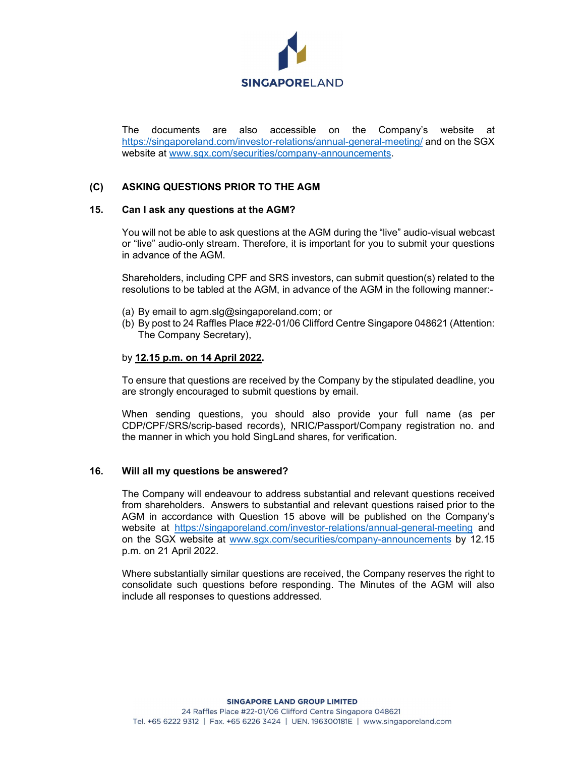The documents are also accessible on the Company's website at https://singaporeland.com/investor-relations/annual-general-meeting/ and on the SGX website at www.sgx.com/securities/company-announcements.

## (C) ASKING QUESTIONS PRIOR TO THE AGM

### 15. Can I ask any questions at the AGM?

You will not be able to ask questions at the AGM during the "live" audio-visual webcast or "live" audio-only stream. Therefore, it is important for you to submit your questions in advance of the AGM.

Shareholders, including CPF and SRS investors, can submit question(s) related to the resolutions to be tabled at the AGM, in advance of the AGM in the following manner:-

(a) By email to agm.slg@singaporeland.com; or
(b) By post to 24 Raffles Place #22-01/06 Clifford Centre Singapore 048621 (Attention: The Company Secretary),

by **12.15 p.m. on 14 April 2022**.

To ensure that questions are received by the Company by the stipulated deadline, you are strongly encouraged to submit questions by email.

When sending questions, you should also provide your full name (as per CDP/CPF/SRS/scrip-based records), NRIC/Passport/Company registration no. and the manner in which you hold SingLand shares, for verification.

### 16. Will all my questions be answered?

The Company will endeavour to address substantial and relevant questions received from shareholders. Answers to substantial and relevant questions raised prior to the AGM in accordance with Question 15 above will be published on the Company's website at https://singaporeland.com/investor-relations/annual-general-meeting and on the SGX website at www.sgx.com/securities/company-announcements by 12.15 p.m. on 21 April 2022.

Where substantially similar questions are received, the Company reserves the right to consolidate such questions before responding. The Minutes of the AGM will also include all responses to questions addressed.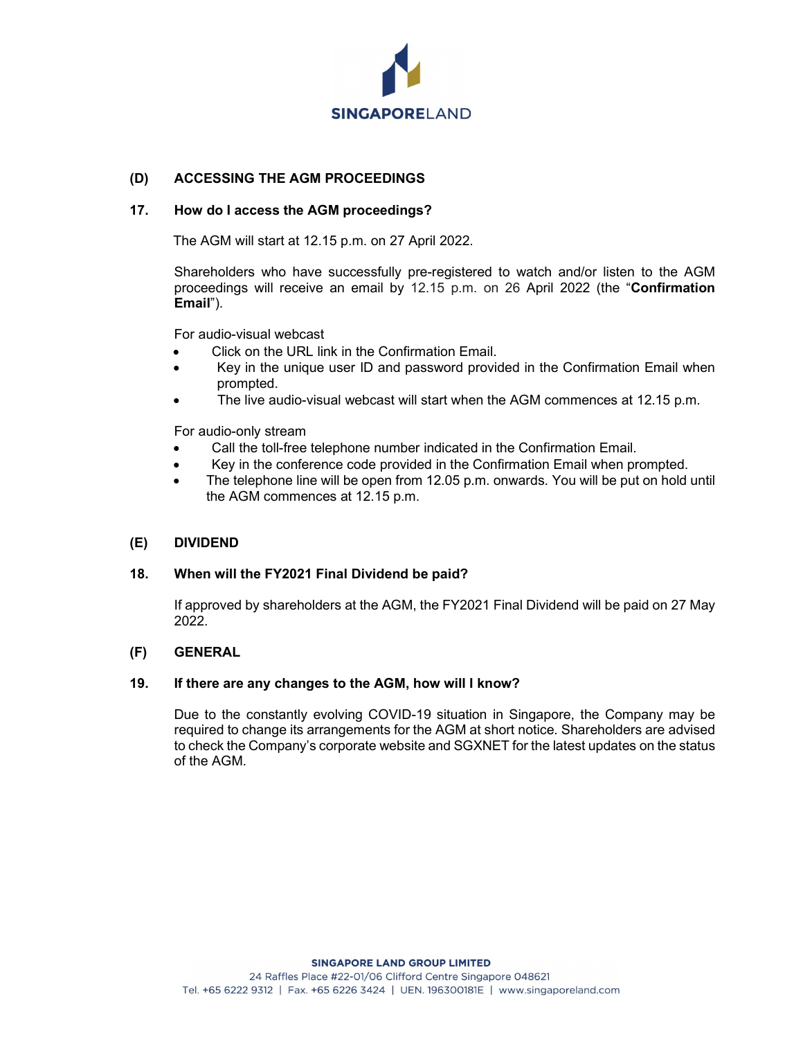## (D) ACCESSING THE AGM PROCEEDINGS

### 17. How do I access the AGM proceedings?

The AGM will start at 12.15 p.m. on 27 April 2022.

Shareholders who have successfully pre-registered to watch and/or listen to the AGM proceedings will receive an email by 12.15 p.m. on 26 April 2022 (the "**Confirmation Email**").

For audio-visual webcast

- Click on the URL link in the Confirmation Email.
- Key in the unique user ID and password provided in the Confirmation Email when prompted.
- The live audio-visual webcast will start when the AGM commences at 12.15 p.m.

For audio-only stream

- Call the toll-free telephone number indicated in the Confirmation Email.
- Key in the conference code provided in the Confirmation Email when prompted.
- The telephone line will be open from 12.05 p.m. onwards. You will be put on hold until the AGM commences at 12.15 p.m.

## (E) DIVIDEND

### 18. When will the FY2021 Final Dividend be paid?

If approved by shareholders at the AGM, the FY2021 Final Dividend will be paid on 27 May 2022.

## (F) GENERAL

### 19. If there are any changes to the AGM, how will I know?

Due to the constantly evolving COVID-19 situation in Singapore, the Company may be required to change its arrangements for the AGM at short notice. Shareholders are advised to check the Company's corporate website and SGXNET for the latest updates on the status of the AGM.